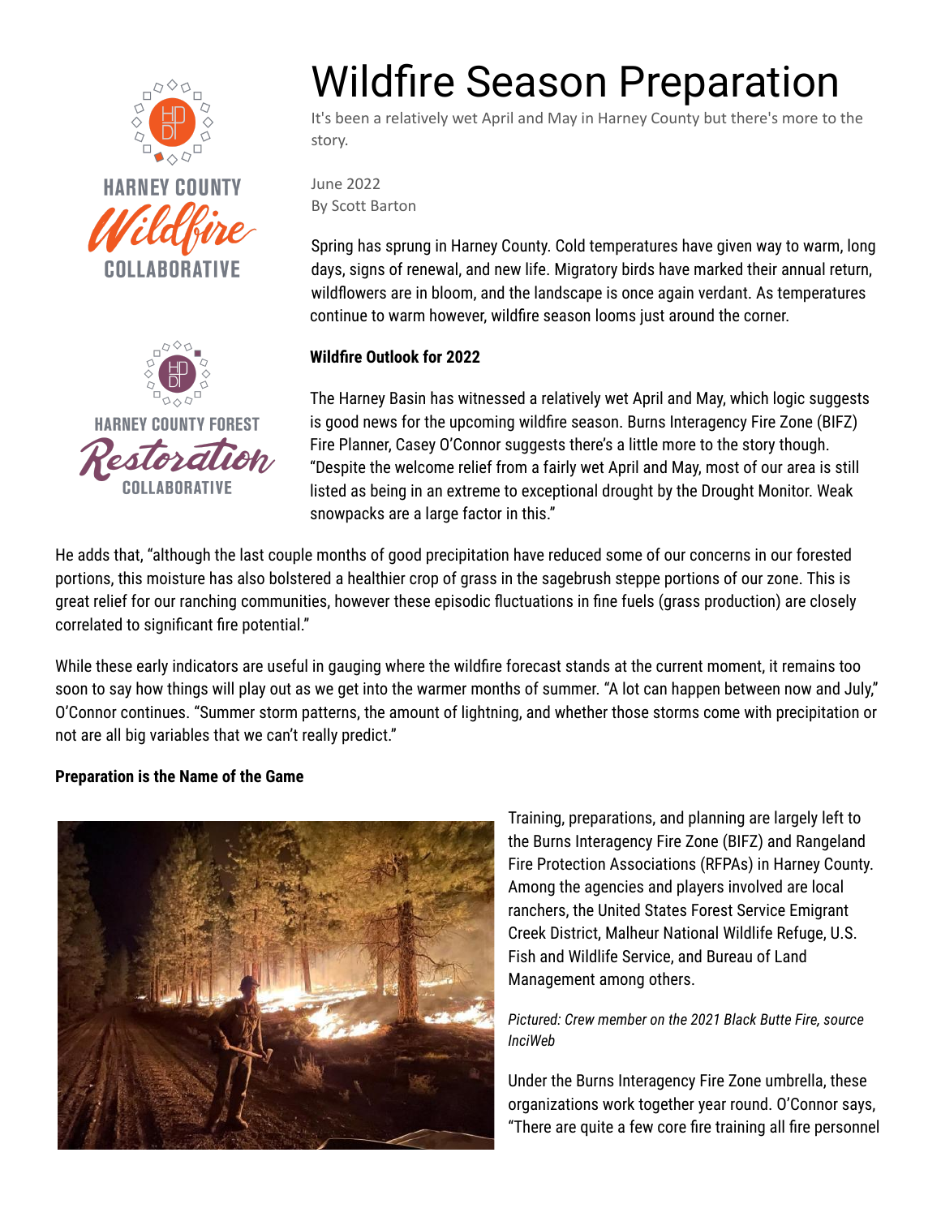# Wildfire Season Preparation

It's been a relatively wet April and May in Harney County but there's more to the story.

June 2022
By Scott Barton

Spring has sprung in Harney County. Cold temperatures have given way to warm, long days, signs of renewal, and new life. Migratory birds have marked their annual return, wildflowers are in bloom, and the landscape is once again verdant. As temperatures continue to warm however, wildfire season looms just around the corner.

**Wildfire Outlook for 2022**

The Harney Basin has witnessed a relatively wet April and May, which logic suggests is good news for the upcoming wildfire season. Burns Interagency Fire Zone (BIFZ) Fire Planner, Casey O'Connor suggests there's a little more to the story though. "Despite the welcome relief from a fairly wet April and May, most of our area is still listed as being in an extreme to exceptional drought by the Drought Monitor. Weak snowpacks are a large factor in this."

He adds that, "although the last couple months of good precipitation have reduced some of our concerns in our forested portions, this moisture has also bolstered a healthier crop of grass in the sagebrush steppe portions of our zone. This is great relief for our ranching communities, however these episodic fluctuations in fine fuels (grass production) are closely correlated to significant fire potential."

While these early indicators are useful in gauging where the wildfire forecast stands at the current moment, it remains too soon to say how things will play out as we get into the warmer months of summer. "A lot can happen between now and July," O'Connor continues. "Summer storm patterns, the amount of lightning, and whether those storms come with precipitation or not are all big variables that we can't really predict."

**Preparation is the Name of the Game**

Training, preparations, and planning are largely left to the Burns Interagency Fire Zone (BIFZ) and Rangeland Fire Protection Associations (RFPAs) in Harney County. Among the agencies and players involved are local ranchers, the United States Forest Service Emigrant Creek District, Malheur National Wildlife Refuge, U.S. Fish and Wildlife Service, and Bureau of Land Management among others.

*Pictured: Crew member on the 2021 Black Butte Fire, source InciWeb*

Under the Burns Interagency Fire Zone umbrella, these organizations work together year round. O'Connor says, "There are quite a few core fire training all fire personnel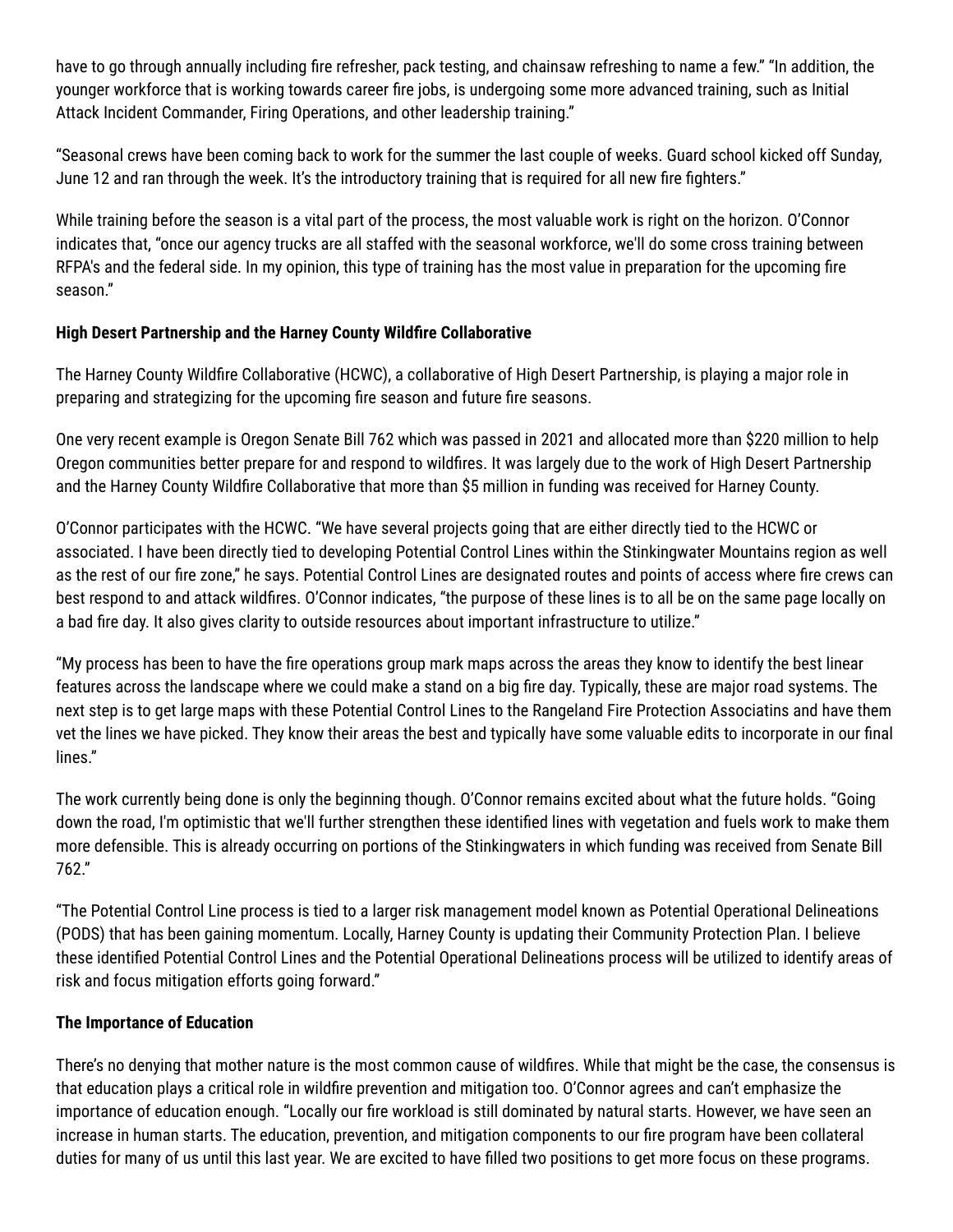have to go through annually including fire refresher, pack testing, and chainsaw refreshing to name a few." "In addition, the younger workforce that is working towards career fire jobs, is undergoing some more advanced training, such as Initial Attack Incident Commander, Firing Operations, and other leadership training."

"Seasonal crews have been coming back to work for the summer the last couple of weeks. Guard school kicked off Sunday, June 12 and ran through the week. It's the introductory training that is required for all new fire fighters."

While training before the season is a vital part of the process, the most valuable work is right on the horizon. O'Connor indicates that, "once our agency trucks are all staffed with the seasonal workforce, we'll do some cross training between RFPA's and the federal side. In my opinion, this type of training has the most value in preparation for the upcoming fire season."

**High Desert Partnership and the Harney County Wildfire Collaborative**

The Harney County Wildfire Collaborative (HCWC), a collaborative of High Desert Partnership, is playing a major role in preparing and strategizing for the upcoming fire season and future fire seasons.

One very recent example is Oregon Senate Bill 762 which was passed in 2021 and allocated more than $220 million to help Oregon communities better prepare for and respond to wildfires. It was largely due to the work of High Desert Partnership and the Harney County Wildfire Collaborative that more than $5 million in funding was received for Harney County.

O'Connor participates with the HCWC. "We have several projects going that are either directly tied to the HCWC or associated. I have been directly tied to developing Potential Control Lines within the Stinkingwater Mountains region as well as the rest of our fire zone," he says. Potential Control Lines are designated routes and points of access where fire crews can best respond to and attack wildfires. O'Connor indicates, "the purpose of these lines is to all be on the same page locally on a bad fire day. It also gives clarity to outside resources about important infrastructure to utilize."

"My process has been to have the fire operations group mark maps across the areas they know to identify the best linear features across the landscape where we could make a stand on a big fire day. Typically, these are major road systems. The next step is to get large maps with these Potential Control Lines to the Rangeland Fire Protection Associatins and have them vet the lines we have picked. They know their areas the best and typically have some valuable edits to incorporate in our final lines."

The work currently being done is only the beginning though. O'Connor remains excited about what the future holds. "Going down the road, I'm optimistic that we'll further strengthen these identified lines with vegetation and fuels work to make them more defensible. This is already occurring on portions of the Stinkingwaters in which funding was received from Senate Bill 762."

"The Potential Control Line process is tied to a larger risk management model known as Potential Operational Delineations (PODS) that has been gaining momentum. Locally, Harney County is updating their Community Protection Plan. I believe these identified Potential Control Lines and the Potential Operational Delineations process will be utilized to identify areas of risk and focus mitigation efforts going forward."

**The Importance of Education**

There's no denying that mother nature is the most common cause of wildfires. While that might be the case, the consensus is that education plays a critical role in wildfire prevention and mitigation too. O'Connor agrees and can't emphasize the importance of education enough. "Locally our fire workload is still dominated by natural starts. However, we have seen an increase in human starts. The education, prevention, and mitigation components to our fire program have been collateral duties for many of us until this last year. We are excited to have filled two positions to get more focus on these programs.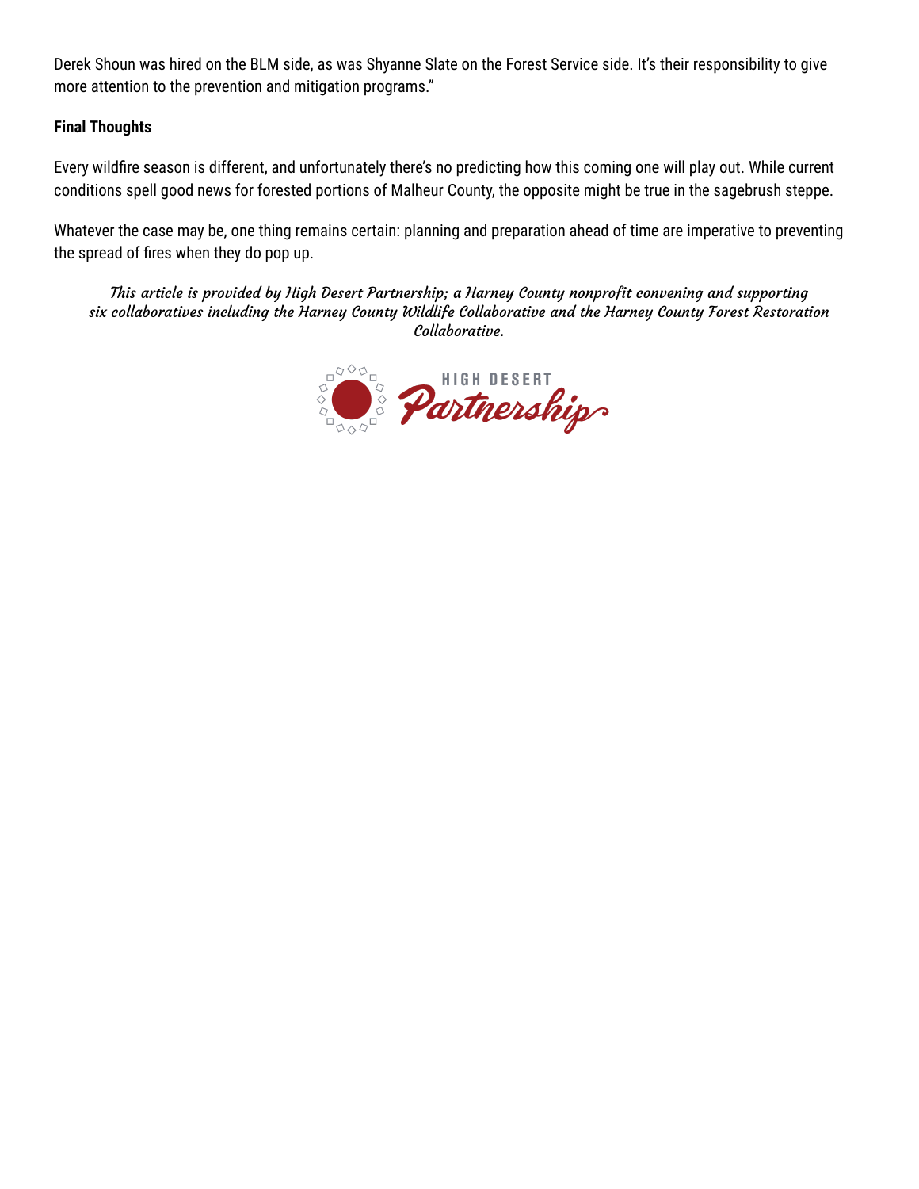Derek Shoun was hired on the BLM side, as was Shyanne Slate on the Forest Service side. It's their responsibility to give more attention to the prevention and mitigation programs."

**Final Thoughts**

Every wildfire season is different, and unfortunately there's no predicting how this coming one will play out. While current conditions spell good news for forested portions of Malheur County, the opposite might be true in the sagebrush steppe.

Whatever the case may be, one thing remains certain: planning and preparation ahead of time are imperative to preventing the spread of fires when they do pop up.

*This article is provided by High Desert Partnership; a Harney County nonprofit convening and supporting six collaboratives including the Harney County Wildlife Collaborative and the Harney County Forest Restoration Collaborative.*

HIGH DESERT Partnership